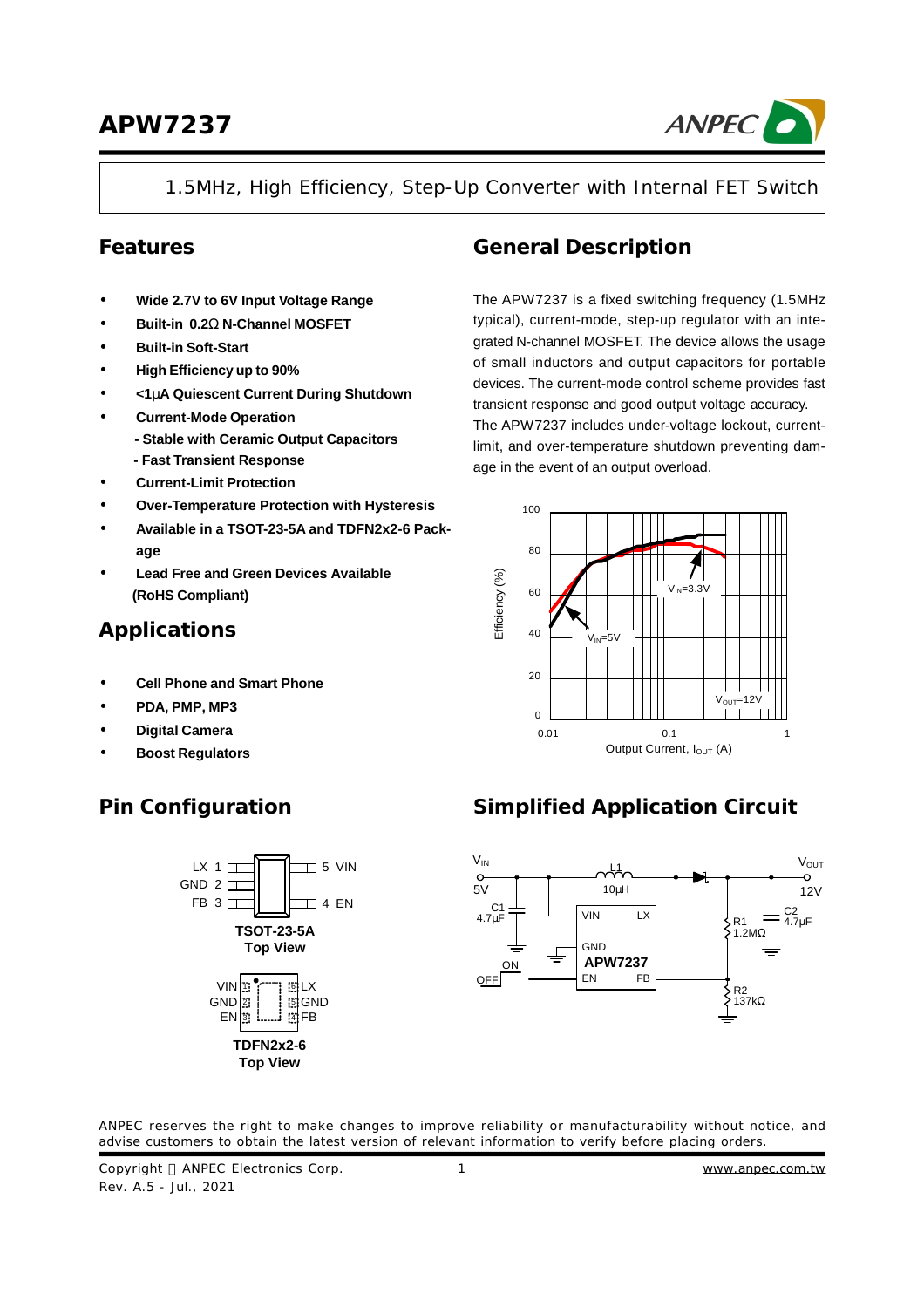# APW7237

1.5MHz, High Efficiency, Step-Up Converter with Internal FET Switch

## Features

- **Wide 2.7V to 6V Input Voltage Range**
- **Built-in 0.2Ω N-Channel MOSFET**
- **Built-in Soft-Start**
- **High Efficiency up to 90%**
- **<1μA Quiescent Current During Shutdown**
- **Current-Mode Operation**
  - **Stable with Ceramic Output Capacitors**
  - **Fast Transient Response**
- **Current-Limit Protection**
- **Over-Temperature Protection with Hysteresis**
- **Available in a TSOT-23-5A and TDFN2x2-6 Package**
- **Lead Free and Green Devices Available (RoHS Compliant)**

## Applications

- **Cell Phone and Smart Phone**
- **PDA, PMP, MP3**
- **Digital Camera**
- **Boost Regulators**

## General Description

The APW7237 is a fixed switching frequency (1.5MHz typical), current-mode, step-up regulator with an integrated N-channel MOSFET. The device allows the usage of small inductors and output capacitors for portable devices. The current-mode control scheme provides fast transient response and good output voltage accuracy.

The APW7237 includes under-voltage lockout, current-limit, and over-temperature shutdown preventing damage in the event of an output overload.

## Pin Configuration

TSOT-23-5A Top View: LX 1, GND 2, FB 3, 4 EN, 5 VIN

TDFN2x2-6 Top View: VIN, GND, EN, LX, GND, FB

## Simplified Application Circuit

ANPEC reserves the right to make changes to improve reliability or manufacturability without notice, and advise customers to obtain the latest version of relevant information to verify before placing orders.

Copyright © ANPEC Electronics Corp.
Rev. A.5 - Jul., 2021

www.anpec.com.tw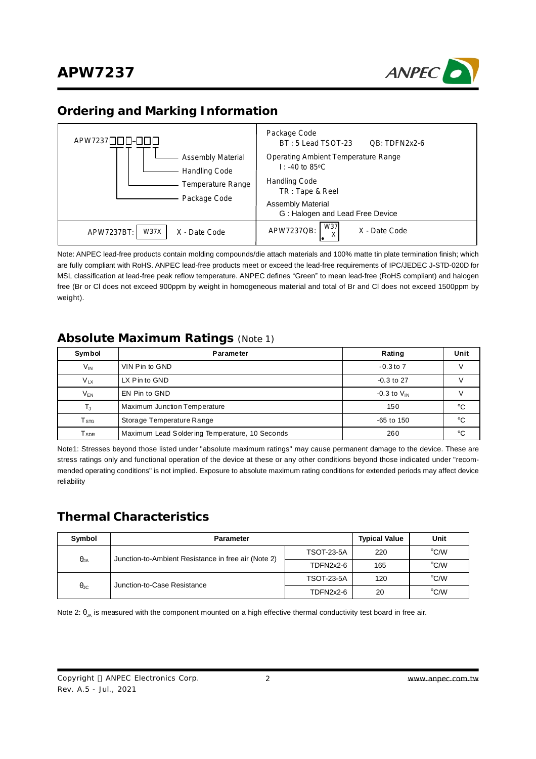## Ordering and Marking Information

| APW7237□□□-□□□ | Package Code<br>BT : 5 Lead TSOT-23  QB: TDFN2x2-6 |
|---|---|
| Assembly Material<br>Handling Code<br>Temperature Range<br>Package Code | Operating Ambient Temperature Range<br>I : -40 to 85°C<br>Handling Code<br>TR : Tape & Reel<br>Assembly Material<br>G : Halogen and Lead Free Device |
| APW7237BT: W37X  X - Date Code | APW7237QB: W37 X  X - Date Code |

Note: ANPEC lead-free products contain molding compounds/die attach materials and 100% matte tin plate termination finish; which are fully compliant with RoHS. ANPEC lead-free products meet or exceed the lead-free requirements of IPC/JEDEC J-STD-020D for MSL classification at lead-free peak reflow temperature. ANPEC defines "Green" to mean lead-free (RoHS compliant) and halogen free (Br or Cl does not exceed 900ppm by weight in homogeneous material and total of Br and Cl does not exceed 1500ppm by weight).

## Absolute Maximum Ratings (Note 1)

| Symbol | Parameter | Rating | Unit |
|---|---|---|---|
| $V_{IN}$ | VIN Pin to GND | -0.3 to 7 | V |
| $V_{LX}$ | LX Pin to GND | -0.3 to 27 | V |
| $V_{EN}$ | EN Pin to GND | -0.3 to $V_{IN}$ | V |
| $T_J$ | Maximum Junction Temperature | 150 | °C |
| $T_{STG}$ | Storage Temperature Range | -65 to 150 | °C |
| $T_{SDR}$ | Maximum Lead Soldering Temperature, 10 Seconds | 260 | °C |

Note1: Stresses beyond those listed under "absolute maximum ratings" may cause permanent damage to the device. These are stress ratings only and functional operation of the device at these or any other conditions beyond those indicated under "recommended operating conditions" is not implied. Exposure to absolute maximum rating conditions for extended periods may affect device reliability

## Thermal Characteristics

| Symbol | Parameter | | Typical Value | Unit |
|---|---|---|---|---|
| $\theta_{JA}$ | Junction-to-Ambient Resistance in free air (Note 2) | TSOT-23-5A | 220 | °C/W |
| | | TDFN2x2-6 | 165 | °C/W |
| $\theta_{JC}$ | Junction-to-Case Resistance | TSOT-23-5A | 120 | °C/W |
| | | TDFN2x2-6 | 20 | °C/W |

Note 2: $\theta_{JA}$ is measured with the component mounted on a high effective thermal conductivity test board in free air.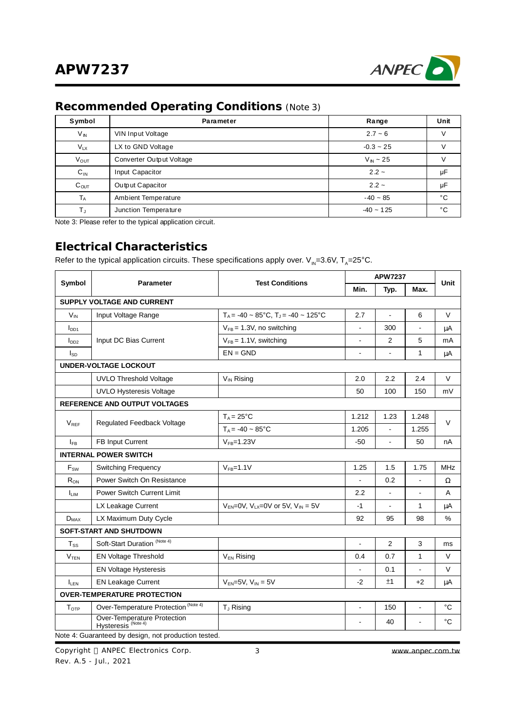## Recommended Operating Conditions (Note 3)

| Symbol | Parameter | Range | Unit |
|---|---|---|---|
| $V_{IN}$ | VIN Input Voltage | 2.7 ~ 6 | V |
| $V_{LX}$ | LX to GND Voltage | -0.3 ~ 25 | V |
| $V_{OUT}$ | Converter Output Voltage | $V_{IN}$ ~ 25 | V |
| $C_{IN}$ | Input Capacitor | 2.2 ~ | µF |
| $C_{OUT}$ | Output Capacitor | 2.2 ~ | µF |
| $T_A$ | Ambient Temperature | -40 ~ 85 | °C |
| $T_J$ | Junction Temperature | -40 ~ 125 | °C |

Note 3: Please refer to the typical application circuit.

## Electrical Characteristics

Refer to the typical application circuits. These specifications apply over. $V_{IN}$=3.6V, $T_A$=25°C.

| Symbol | Parameter | Test Conditions | APW7237 | | | Unit |
|---|---|---|---|---|---|---|
| | | | Min. | Typ. | Max. | |
| **SUPPLY VOLTAGE AND CURRENT** | | | | | | |
| $V_{IN}$ | Input Voltage Range | $T_A$ = -40 ~ 85°C, $T_J$ = -40 ~ 125°C | 2.7 | - | 6 | V |
| $I_{DD1}$ | Input DC Bias Current | $V_{FB}$ = 1.3V, no switching | - | 300 | - | µA |
| $I_{DD2}$ | | $V_{FB}$ = 1.1V, switching | - | 2 | 5 | mA |
| $I_{SD}$ | | EN = GND | - | - | 1 | µA |
| **UNDER-VOLTAGE LOCKOUT** | | | | | | |
| | UVLO Threshold Voltage | $V_{IN}$ Rising | 2.0 | 2.2 | 2.4 | V |
| | UVLO Hysteresis Voltage | | 50 | 100 | 150 | mV |
| **REFERENCE AND OUTPUT VOLTAGES** | | | | | | |
| $V_{REF}$ | Regulated Feedback Voltage | $T_A$ = 25°C | 1.212 | 1.23 | 1.248 | V |
| | | $T_A$ = -40 ~ 85°C | 1.205 | - | 1.255 | |
| $I_{FB}$ | FB Input Current | $V_{FB}$=1.23V | -50 | - | 50 | nA |
| **INTERNAL POWER SWITCH** | | | | | | |
| $F_{SW}$ | Switching Frequency | $V_{FB}$=1.1V | 1.25 | 1.5 | 1.75 | MHz |
| $R_{ON}$ | Power Switch On Resistance | | - | 0.2 | - | Ω |
| $I_{LIM}$ | Power Switch Current Limit | | 2.2 | - | - | A |
| | LX Leakage Current | $V_{EN}$=0V, $V_{LX}$=0V or 5V, $V_{IN}$ = 5V | -1 | - | 1 | µA |
| $D_{MAX}$ | LX Maximum Duty Cycle | | 92 | 95 | 98 | % |
| **SOFT-START AND SHUTDOWN** | | | | | | |
| $T_{SS}$ | Soft-Start Duration (Note 4) | | - | 2 | 3 | ms |
| $V_{TEN}$ | EN Voltage Threshold | $V_{EN}$ Rising | 0.4 | 0.7 | 1 | V |
| | EN Voltage Hysteresis | | - | 0.1 | - | V |
| $I_{LEN}$ | EN Leakage Current | $V_{EN}$=5V, $V_{IN}$ = 5V | -2 | ±1 | +2 | µA |
| **OVER-TEMPERATURE PROTECTION** | | | | | | |
| $T_{OTP}$ | Over-Temperature Protection (Note 4) | $T_J$ Rising | - | 150 | - | °C |
| | Over-Temperature Protection Hysteresis (Note 4) | | - | 40 | - | °C |

Note 4: Guaranteed by design, not production tested.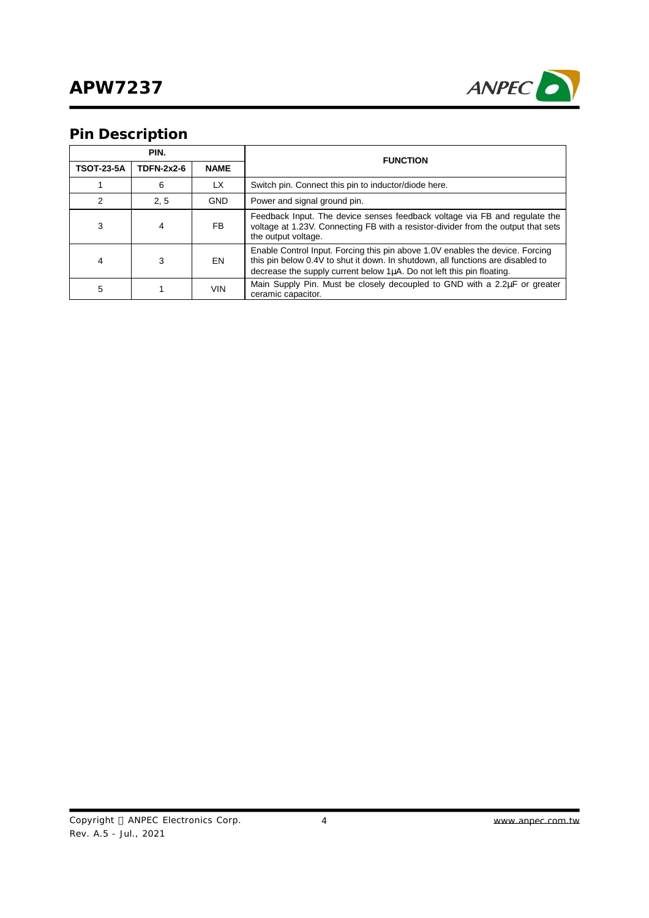## Pin Description

| PIN. | | | FUNCTION |
|---|---|---|---|
| TSOT-23-5A | TDFN-2x2-6 | NAME | |
| 1 | 6 | LX | Switch pin. Connect this pin to inductor/diode here. |
| 2 | 2, 5 | GND | Power and signal ground pin. |
| 3 | 4 | FB | Feedback Input. The device senses feedback voltage via FB and regulate the voltage at 1.23V. Connecting FB with a resistor-divider from the output that sets the output voltage. |
| 4 | 3 | EN | Enable Control Input. Forcing this pin above 1.0V enables the device. Forcing this pin below 0.4V to shut it down. In shutdown, all functions are disabled to decrease the supply current below 1µA. Do not left this pin floating. |
| 5 | 1 | VIN | Main Supply Pin. Must be closely decoupled to GND with a 2.2µF or greater ceramic capacitor. |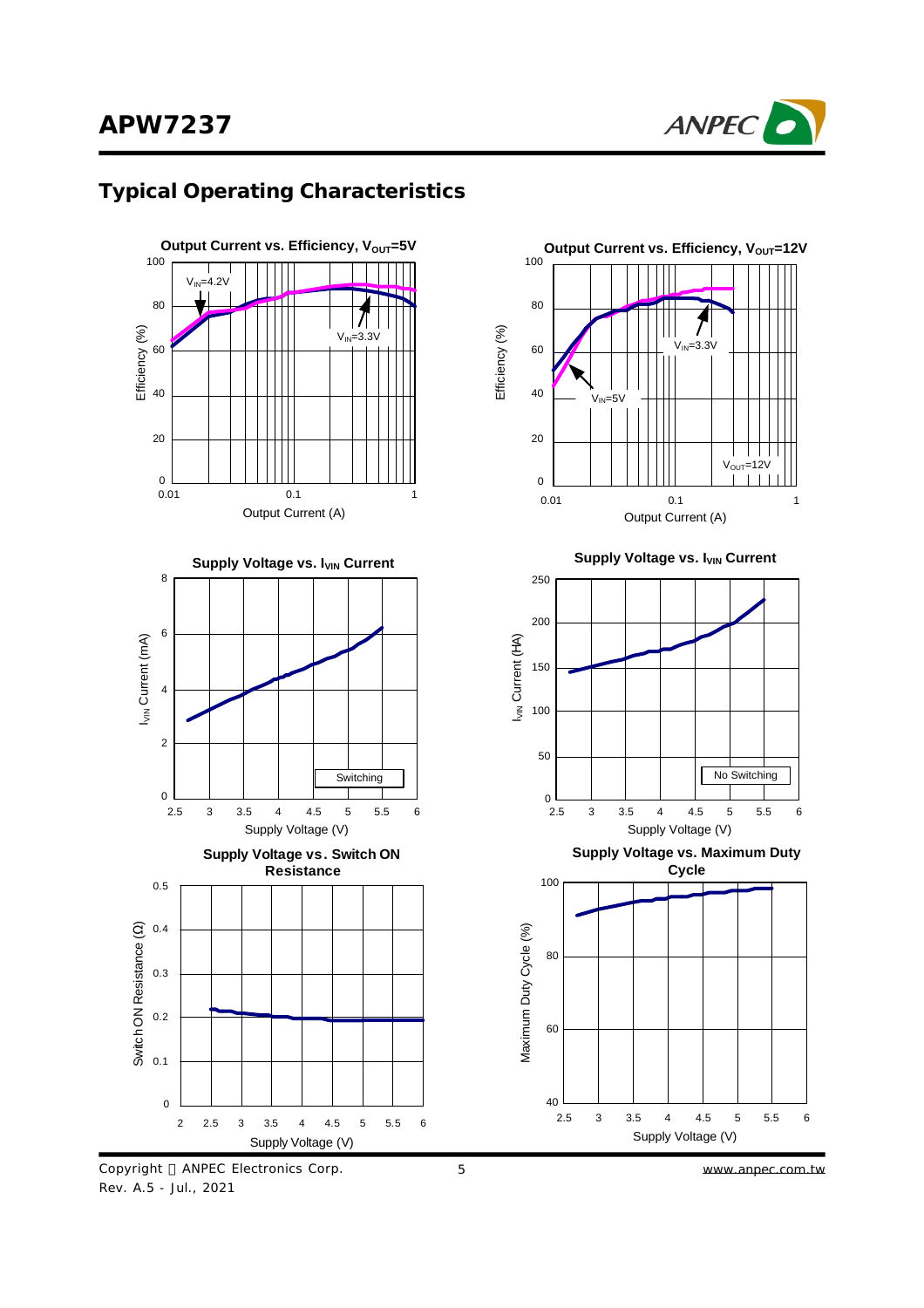## Typical Operating Characteristics

**Output Current vs. Efficiency, $V_{OUT}$=5V**

Efficiency (%) vs. Output Current (A); curves: $V_{IN}$=4.2V, $V_{IN}$=3.3V

**Output Current vs. Efficiency, $V_{OUT}$=12V**

Efficiency (%) vs. Output Current (A); curves: $V_{IN}$=3.3V, $V_{IN}$=5V; $V_{OUT}$=12V

**Supply Voltage vs. $I_{VIN}$ Current**

$I_{VIN}$ Current (mA) vs. Supply Voltage (V); Switching

**Supply Voltage vs. $I_{VIN}$ Current**

$I_{VIN}$ Current (μA) vs. Supply Voltage (V); No Switching

**Supply Voltage vs. Switch ON Resistance**

Switch ON Resistance (Ω) vs. Supply Voltage (V)

**Supply Voltage vs. Maximum Duty Cycle**

Maximum Duty Cycle (%) vs. Supply Voltage (V)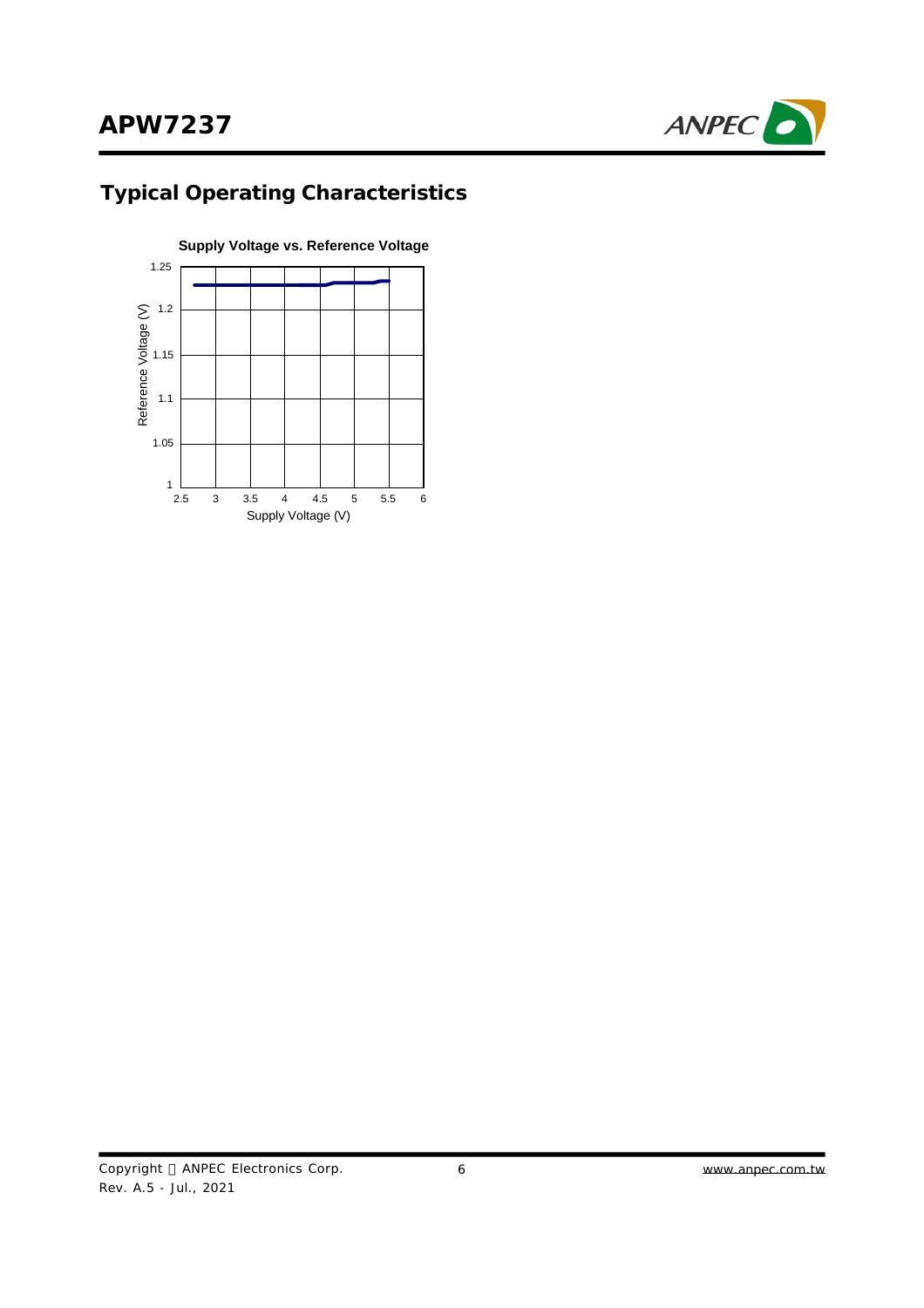## Typical Operating Characteristics

**Supply Voltage vs. Reference Voltage**

Reference Voltage (V)

1.25
1.2
1.15
1.1
1.05
1

2.5 3 3.5 4 4.5 5 5.5 6

Supply Voltage (V)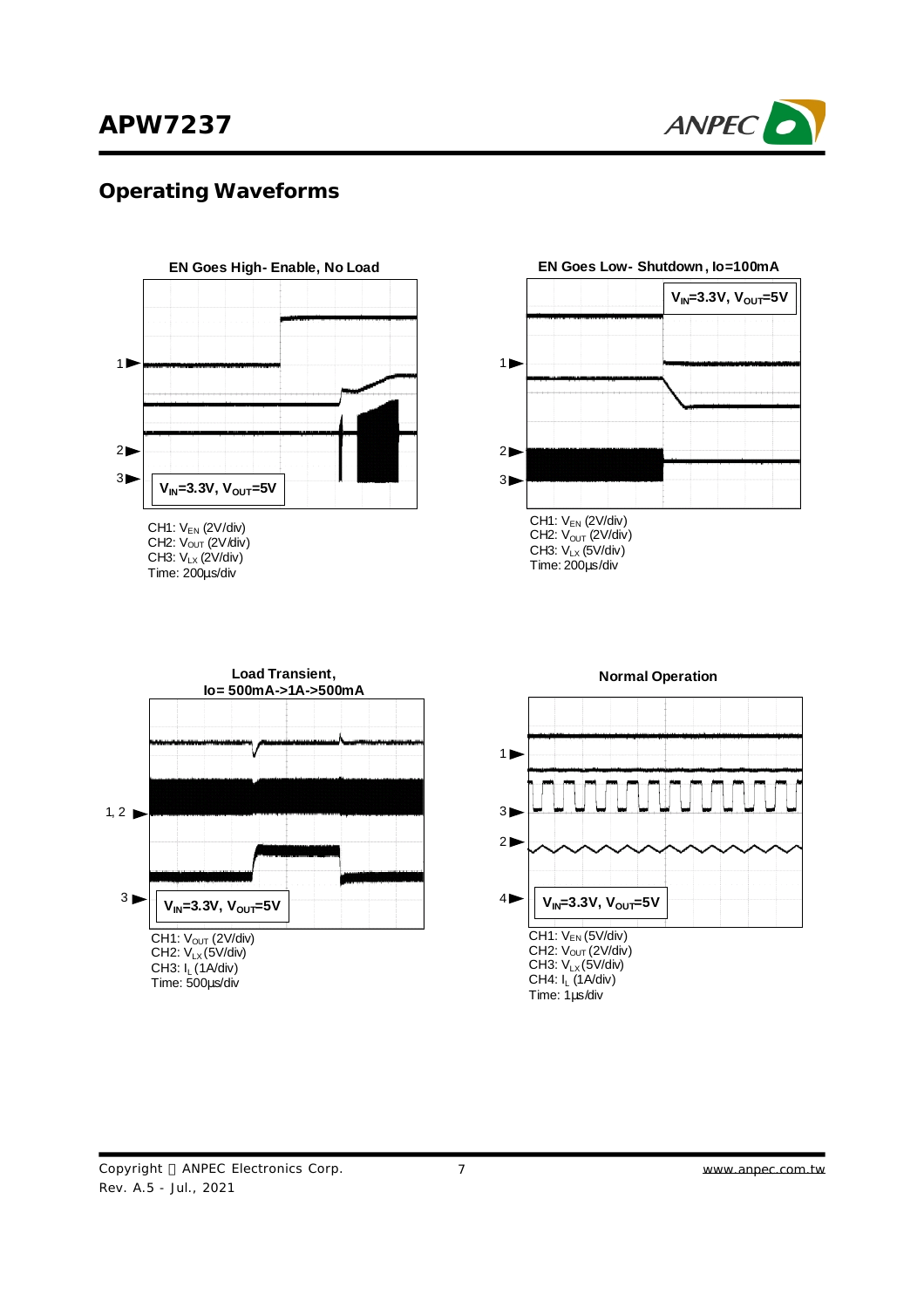## Operating Waveforms

**EN Goes High- Enable, No Load**

$V_{IN}$=3.3V, $V_{OUT}$=5V

CH1: $V_{EN}$ (2V/div)
CH2: $V_{OUT}$ (2V/div)
CH3: $V_{LX}$ (2V/div)
Time: 200μs/div

**EN Goes Low- Shutdown, Io=100mA**

$V_{IN}$=3.3V, $V_{OUT}$=5V

CH1: $V_{EN}$ (2V/div)
CH2: $V_{OUT}$ (2V/div)
CH3: $V_{LX}$ (5V/div)
Time: 200μs/div

**Load Transient, Io= 500mA->1A->500mA**

$V_{IN}$=3.3V, $V_{OUT}$=5V

CH1: $V_{OUT}$ (2V/div)
CH2: $V_{LX}$ (5V/div)
CH3: $I_L$ (1A/div)
Time: 500μs/div

**Normal Operation**

$V_{IN}$=3.3V, $V_{OUT}$=5V

CH1: $V_{EN}$ (5V/div)
CH2: $V_{OUT}$ (2V/div)
CH3: $V_{LX}$ (5V/div)
CH4: $I_L$ (1A/div)
Time: 1μs/div

Copyright © ANPEC Electronics Corp.
Rev. A.5 - Jul., 2021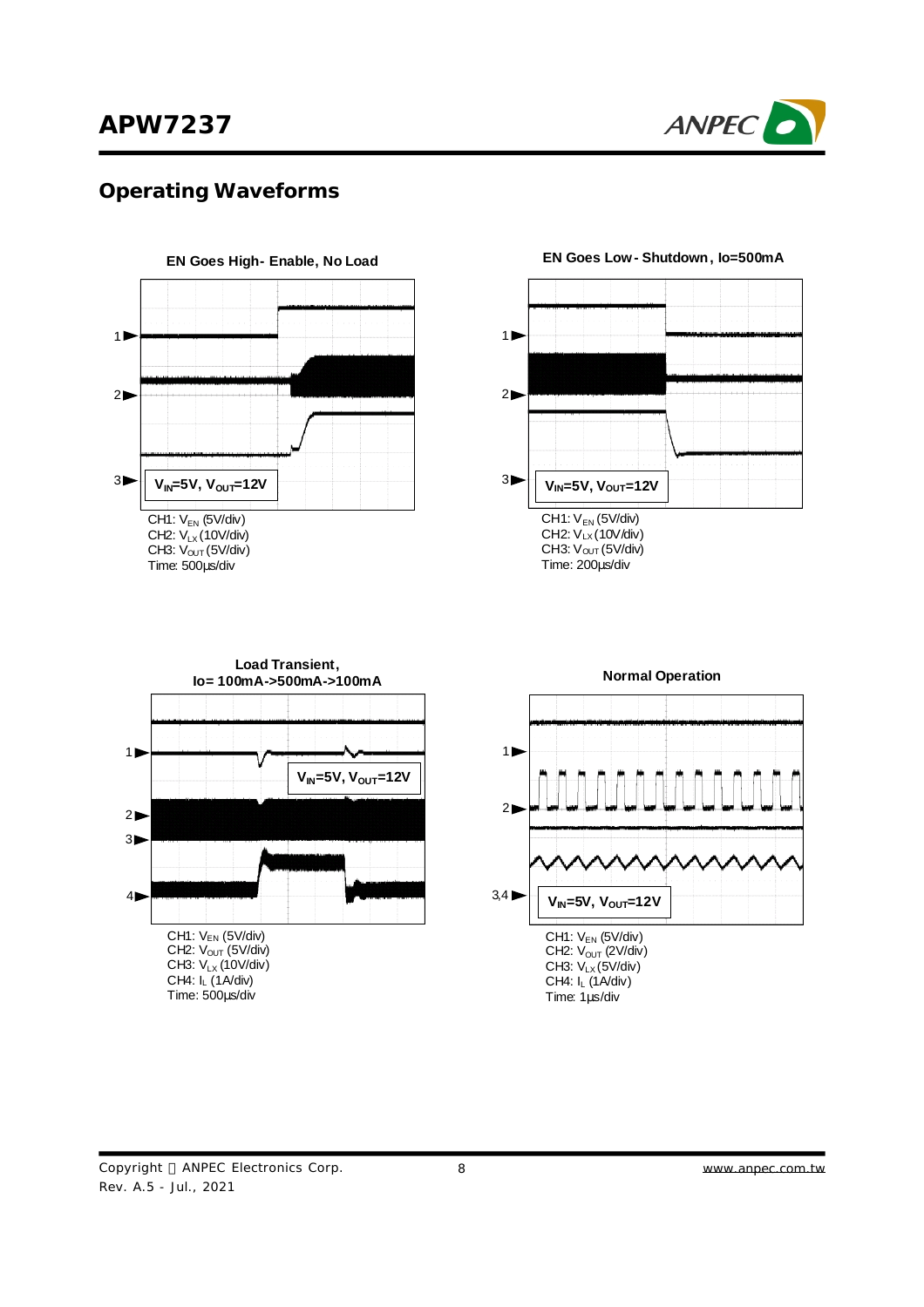## Operating Waveforms

**EN Goes High- Enable, No Load**

$V_{IN}$=5V, $V_{OUT}$=12V

CH1: $V_{EN}$ (5V/div)
CH2: $V_{LX}$ (10V/div)
CH3: $V_{OUT}$ (5V/div)
Time: 500μs/div

**EN Goes Low- Shutdown, Io=500mA**

$V_{IN}$=5V, $V_{OUT}$=12V

CH1: $V_{EN}$ (5V/div)
CH2: $V_{LX}$ (10V/div)
CH3: $V_{OUT}$ (5V/div)
Time: 200μs/div

**Load Transient, Io= 100mA->500mA->100mA**

$V_{IN}$=5V, $V_{OUT}$=12V

CH1: $V_{EN}$ (5V/div)
CH2: $V_{OUT}$ (5V/div)
CH3: $V_{LX}$ (10V/div)
CH4: $I_L$ (1A/div)
Time: 500μs/div

**Normal Operation**

$V_{IN}$=5V, $V_{OUT}$=12V

CH1: $V_{EN}$ (5V/div)
CH2: $V_{OUT}$ (2V/div)
CH3: $V_{LX}$ (5V/div)
CH4: $I_L$ (1A/div)
Time: 1μs/div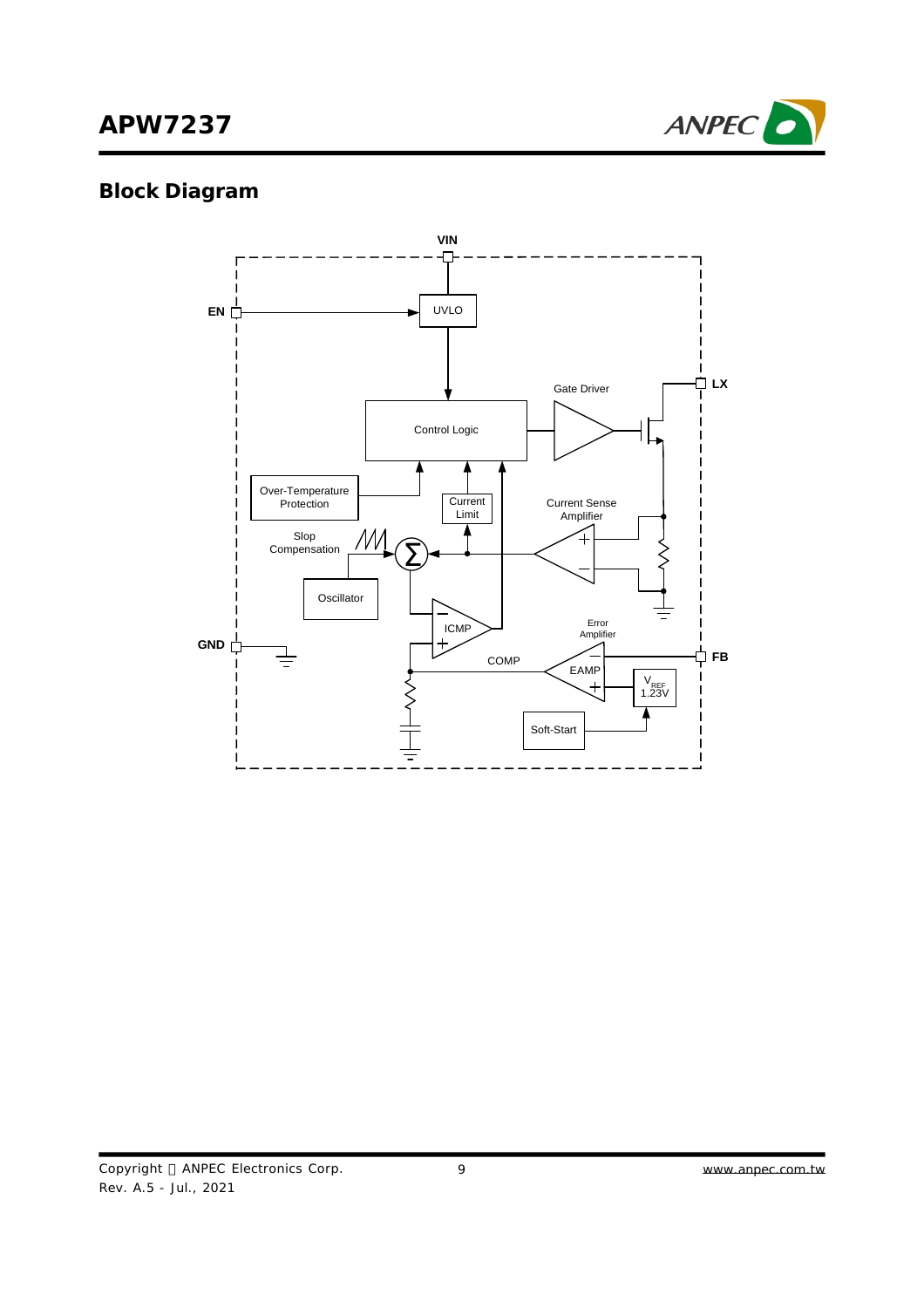## Block Diagram

VIN

EN

UVLO

LX

Gate Driver

Control Logic

Over-Temperature Protection

Current Limit

Current Sense Amplifier

Slop Compensation

Oscillator

ICMP

Error Amplifier

GND

FB

COMP

EAMP

$V_{REF}$ 1.23V

Soft-Start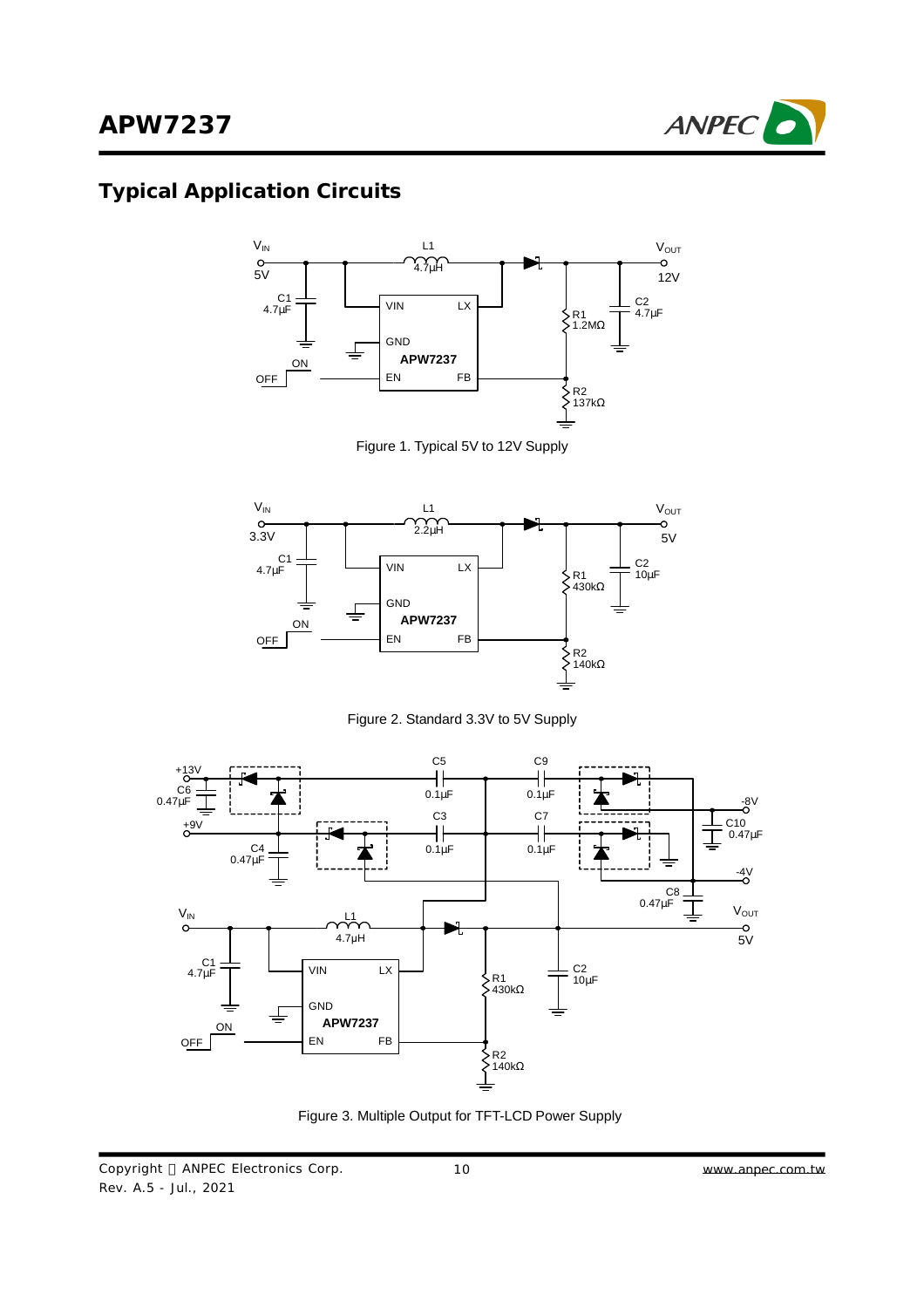## Typical Application Circuits

Figure 1. Typical 5V to 12V Supply

Figure 2. Standard 3.3V to 5V Supply

Figure 3. Multiple Output for TFT-LCD Power Supply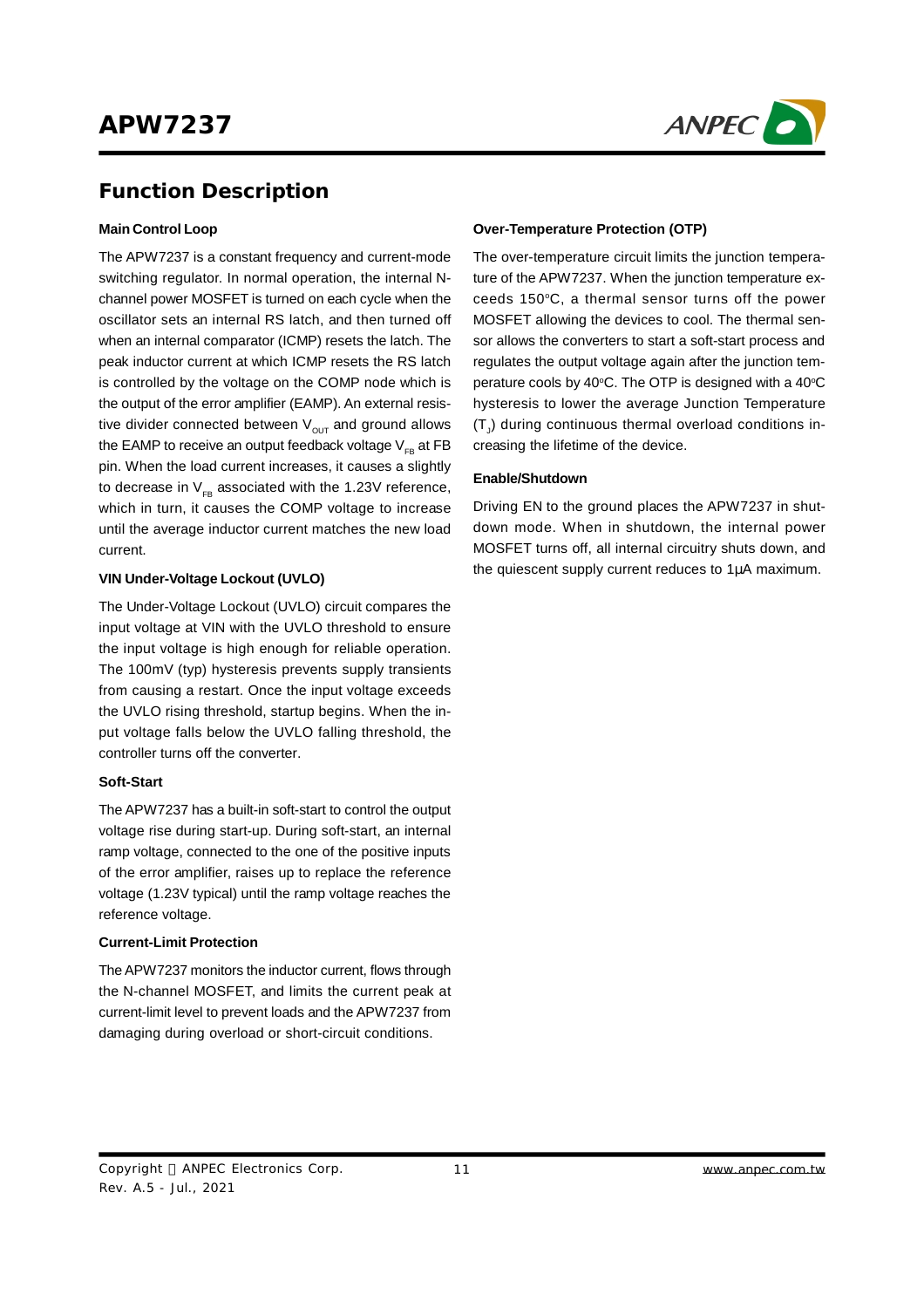## Function Description

### Main Control Loop

The APW7237 is a constant frequency and current-mode switching regulator. In normal operation, the internal N-channel power MOSFET is turned on each cycle when the oscillator sets an internal RS latch, and then turned off when an internal comparator (ICMP) resets the latch. The peak inductor current at which ICMP resets the RS latch is controlled by the voltage on the COMP node which is the output of the error amplifier (EAMP). An external resistive divider connected between $V_{OUT}$ and ground allows the EAMP to receive an output feedback voltage $V_{FB}$ at FB pin. When the load current increases, it causes a slightly to decrease in $V_{FB}$ associated with the 1.23V reference, which in turn, it causes the COMP voltage to increase until the average inductor current matches the new load current.

### VIN Under-Voltage Lockout (UVLO)

The Under-Voltage Lockout (UVLO) circuit compares the input voltage at VIN with the UVLO threshold to ensure the input voltage is high enough for reliable operation. The 100mV (typ) hysteresis prevents supply transients from causing a restart. Once the input voltage exceeds the UVLO rising threshold, startup begins. When the input voltage falls below the UVLO falling threshold, the controller turns off the converter.

### Soft-Start

The APW7237 has a built-in soft-start to control the output voltage rise during start-up. During soft-start, an internal ramp voltage, connected to the one of the positive inputs of the error amplifier, raises up to replace the reference voltage (1.23V typical) until the ramp voltage reaches the reference voltage.

### Current-Limit Protection

The APW7237 monitors the inductor current, flows through the N-channel MOSFET, and limits the current peak at current-limit level to prevent loads and the APW7237 from damaging during overload or short-circuit conditions.

### Over-Temperature Protection (OTP)

The over-temperature circuit limits the junction temperature of the APW7237. When the junction temperature exceeds 150°C, a thermal sensor turns off the power MOSFET allowing the devices to cool. The thermal sensor allows the converters to start a soft-start process and regulates the output voltage again after the junction temperature cools by 40°C. The OTP is designed with a 40°C hysteresis to lower the average Junction Temperature ($T_J$) during continuous thermal overload conditions increasing the lifetime of the device.

### Enable/Shutdown

Driving EN to the ground places the APW7237 in shutdown mode. When in shutdown, the internal power MOSFET turns off, all internal circuitry shuts down, and the quiescent supply current reduces to 1μA maximum.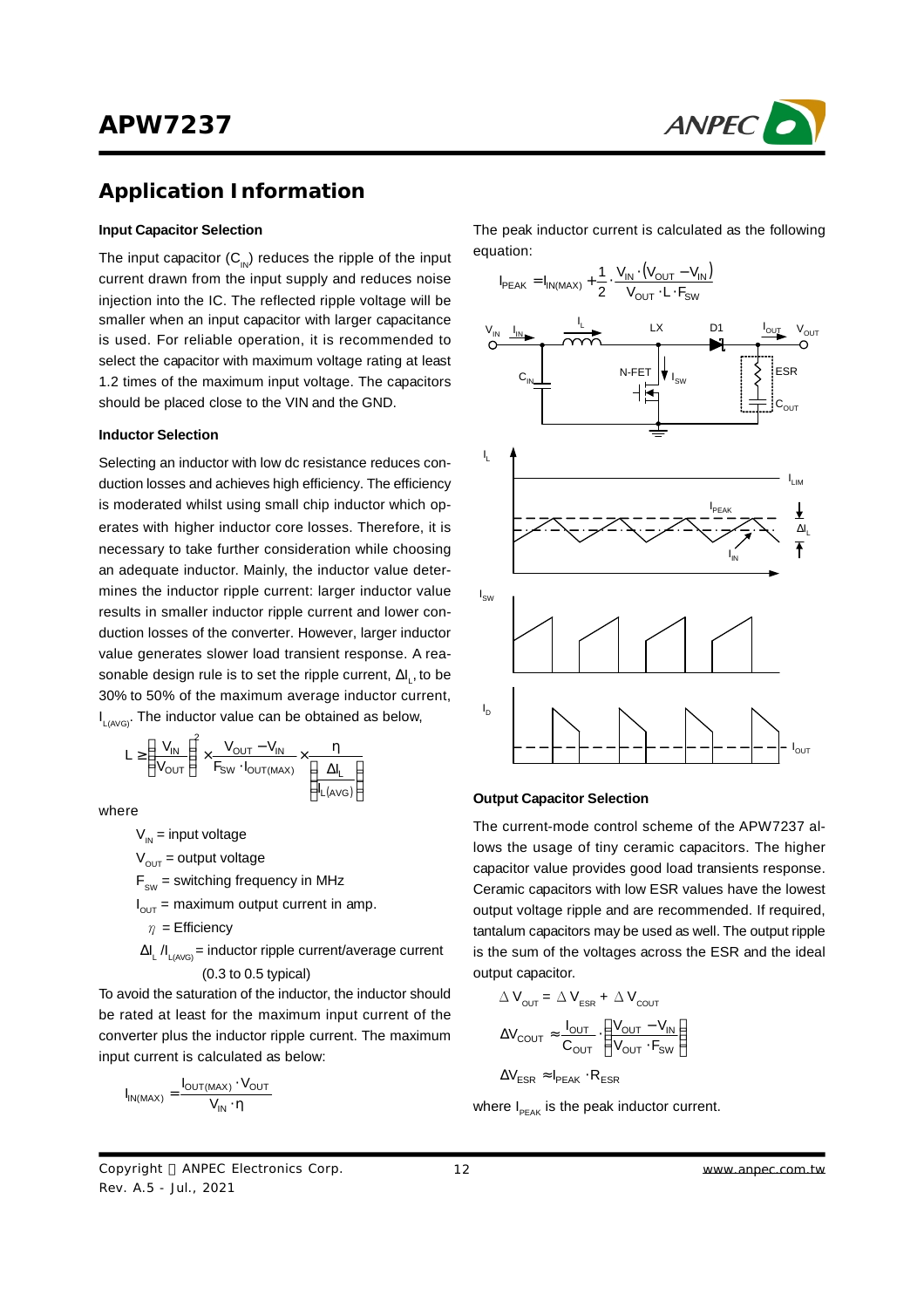## Application Information

### Input Capacitor Selection

The input capacitor ($C_{IN}$) reduces the ripple of the input current drawn from the input supply and reduces noise injection into the IC. The reflected ripple voltage will be smaller when an input capacitor with larger capacitance is used. For reliable operation, it is recommended to select the capacitor with maximum voltage rating at least 1.2 times of the maximum input voltage. The capacitors should be placed close to the VIN and the GND.

### Inductor Selection

Selecting an inductor with low dc resistance reduces conduction losses and achieves high efficiency. The efficiency is moderated whilst using small chip inductor which operates with higher inductor core losses. Therefore, it is necessary to take further consideration while choosing an adequate inductor. Mainly, the inductor value determines the inductor ripple current: larger inductor value results in smaller inductor ripple current and lower conduction losses of the converter. However, larger inductor value generates slower load transient response. A reasonable design rule is to set the ripple current, $\Delta I_L$, to be 30% to 50% of the maximum average inductor current, $I_{L(AVG)}$. The inductor value can be obtained as below,

$$L \geq \left(\frac{V_{IN}}{V_{OUT}}\right)^2 \times \frac{V_{OUT} - V_{IN}}{F_{SW} \cdot I_{OUT(MAX)}} \times \frac{\eta}{\left(\frac{\Delta I_L}{I_{L(AVG)}}\right)}$$

where

$V_{IN}$ = input voltage

$V_{OUT}$ = output voltage

$F_{SW}$ = switching frequency in MHz

$I_{OUT}$ = maximum output current in amp.

$\eta$ = Efficiency

$\Delta I_L / I_{L(AVG)}$ = inductor ripple current/average current (0.3 to 0.5 typical)

To avoid the saturation of the inductor, the inductor should be rated at least for the maximum input current of the converter plus the inductor ripple current. The maximum input current is calculated as below:

$$I_{IN(MAX)} = \frac{I_{OUT(MAX)} \cdot V_{OUT}}{V_{IN} \cdot \eta}$$

The peak inductor current is calculated as the following equation:

$$I_{PEAK} = I_{IN(MAX)} + \frac{1}{2} \cdot \frac{V_{IN} \cdot (V_{OUT} - V_{IN})}{V_{OUT} \cdot L \cdot F_{SW}}$$

### Output Capacitor Selection

The current-mode control scheme of the APW7237 allows the usage of tiny ceramic capacitors. The higher capacitor value provides good load transients response. Ceramic capacitors with low ESR values have the lowest output voltage ripple and are recommended. If required, tantalum capacitors may be used as well. The output ripple is the sum of the voltages across the ESR and the ideal output capacitor.

$$\Delta V_{OUT} = \Delta V_{ESR} + \Delta V_{COUT}$$

$$\Delta V_{COUT} \approx \frac{I_{OUT}}{C_{OUT}} \cdot \left(\frac{V_{OUT} - V_{IN}}{V_{OUT} \cdot F_{SW}}\right)$$

$$\Delta V_{ESR} \approx I_{PEAK} \cdot R_{ESR}$$

where $I_{PEAK}$ is the peak inductor current.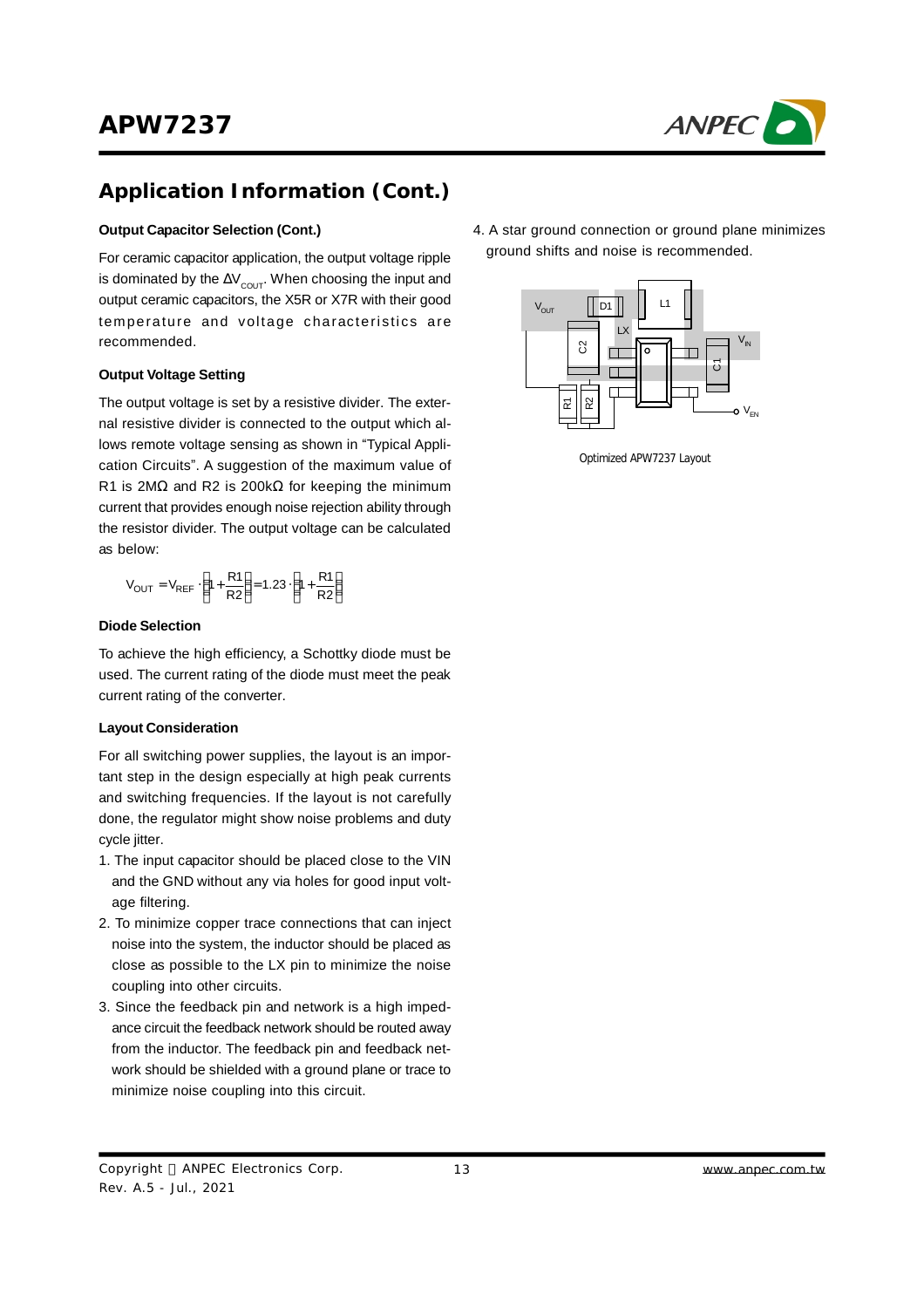## Application Information (Cont.)

#### Output Capacitor Selection (Cont.)

For ceramic capacitor application, the output voltage ripple is dominated by the $\Delta V_{COUT}$. When choosing the input and output ceramic capacitors, the X5R or X7R with their good temperature and voltage characteristics are recommended.

#### Output Voltage Setting

The output voltage is set by a resistive divider. The external resistive divider is connected to the output which allows remote voltage sensing as shown in "Typical Application Circuits". A suggestion of the maximum value of R1 is 2MΩ and R2 is 200kΩ for keeping the minimum current that provides enough noise rejection ability through the resistor divider. The output voltage can be calculated as below:

$$V_{OUT} = V_{REF} \cdot \left(1 + \frac{R1}{R2}\right) = 1.23 \cdot \left(1 + \frac{R1}{R2}\right)$$

#### Diode Selection

To achieve the high efficiency, a Schottky diode must be used. The current rating of the diode must meet the peak current rating of the converter.

#### Layout Consideration

For all switching power supplies, the layout is an important step in the design especially at high peak currents and switching frequencies. If the layout is not carefully done, the regulator might show noise problems and duty cycle jitter.

1. The input capacitor should be placed close to the VIN and the GND without any via holes for good input voltage filtering.
2. To minimize copper trace connections that can inject noise into the system, the inductor should be placed as close as possible to the LX pin to minimize the noise coupling into other circuits.
3. Since the feedback pin and network is a high impedance circuit the feedback network should be routed away from the inductor. The feedback pin and feedback network should be shielded with a ground plane or trace to minimize noise coupling into this circuit.
4. A star ground connection or ground plane minimizes ground shifts and noise is recommended.

Optimized APW7237 Layout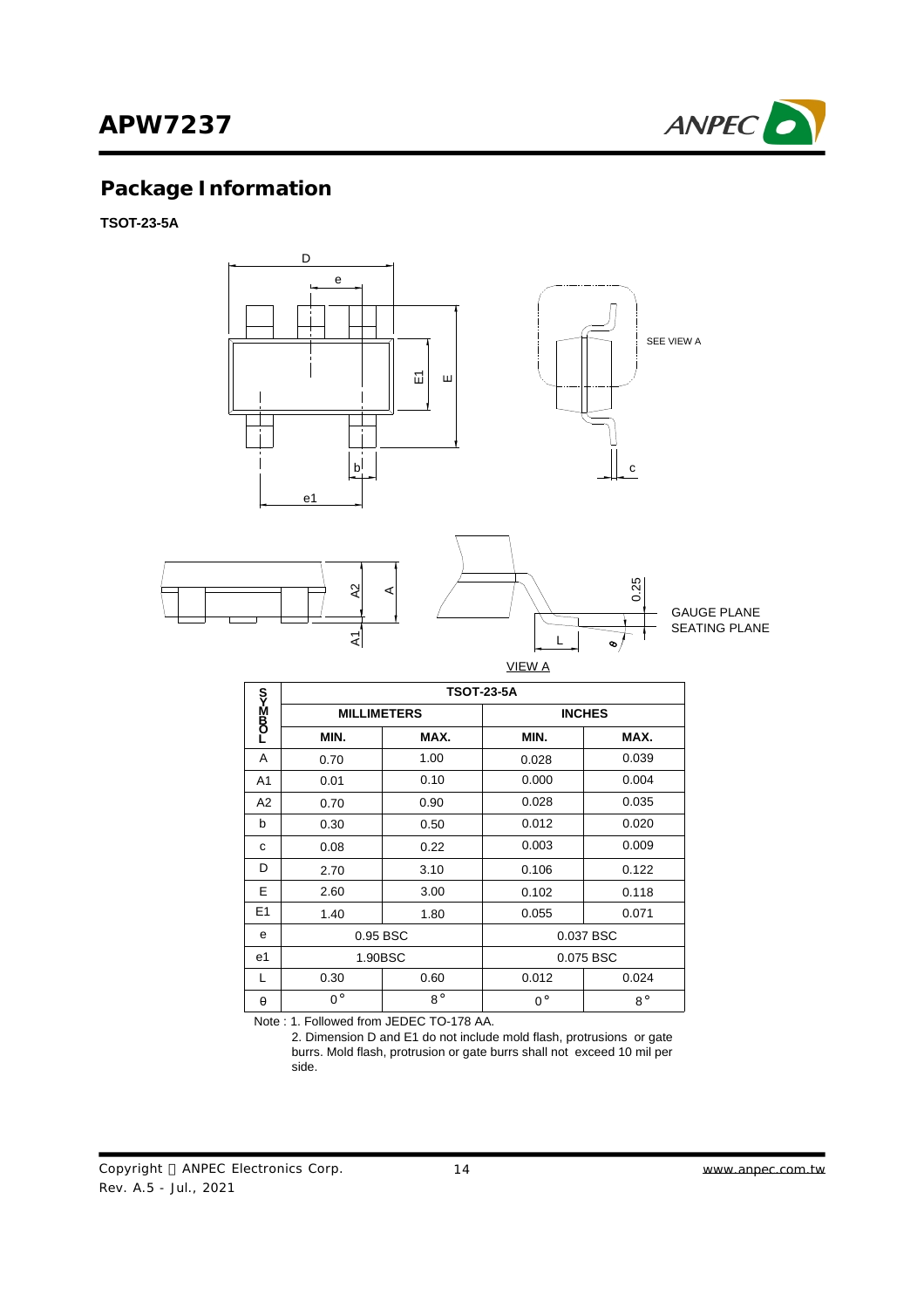## Package Information

**TSOT-23-5A**

| SYMBOL | TSOT-23-5A | | | |
|---|---|---|---|---|
| | MILLIMETERS | | INCHES | |
| | MIN. | MAX. | MIN. | MAX. |
| A | 0.70 | 1.00 | 0.028 | 0.039 |
| A1 | 0.01 | 0.10 | 0.000 | 0.004 |
| A2 | 0.70 | 0.90 | 0.028 | 0.035 |
| b | 0.30 | 0.50 | 0.012 | 0.020 |
| c | 0.08 | 0.22 | 0.003 | 0.009 |
| D | 2.70 | 3.10 | 0.106 | 0.122 |
| E | 2.60 | 3.00 | 0.102 | 0.118 |
| E1 | 1.40 | 1.80 | 0.055 | 0.071 |
| e | 0.95 BSC | | 0.037 BSC | |
| e1 | 1.90BSC | | 0.075 BSC | |
| L | 0.30 | 0.60 | 0.012 | 0.024 |
| θ | 0° | 8° | 0° | 8° |

Note : 1. Followed from JEDEC TO-178 AA.

2. Dimension D and E1 do not include mold flash, protrusions or gate burrs. Mold flash, protrusion or gate burrs shall not exceed 10 mil per side.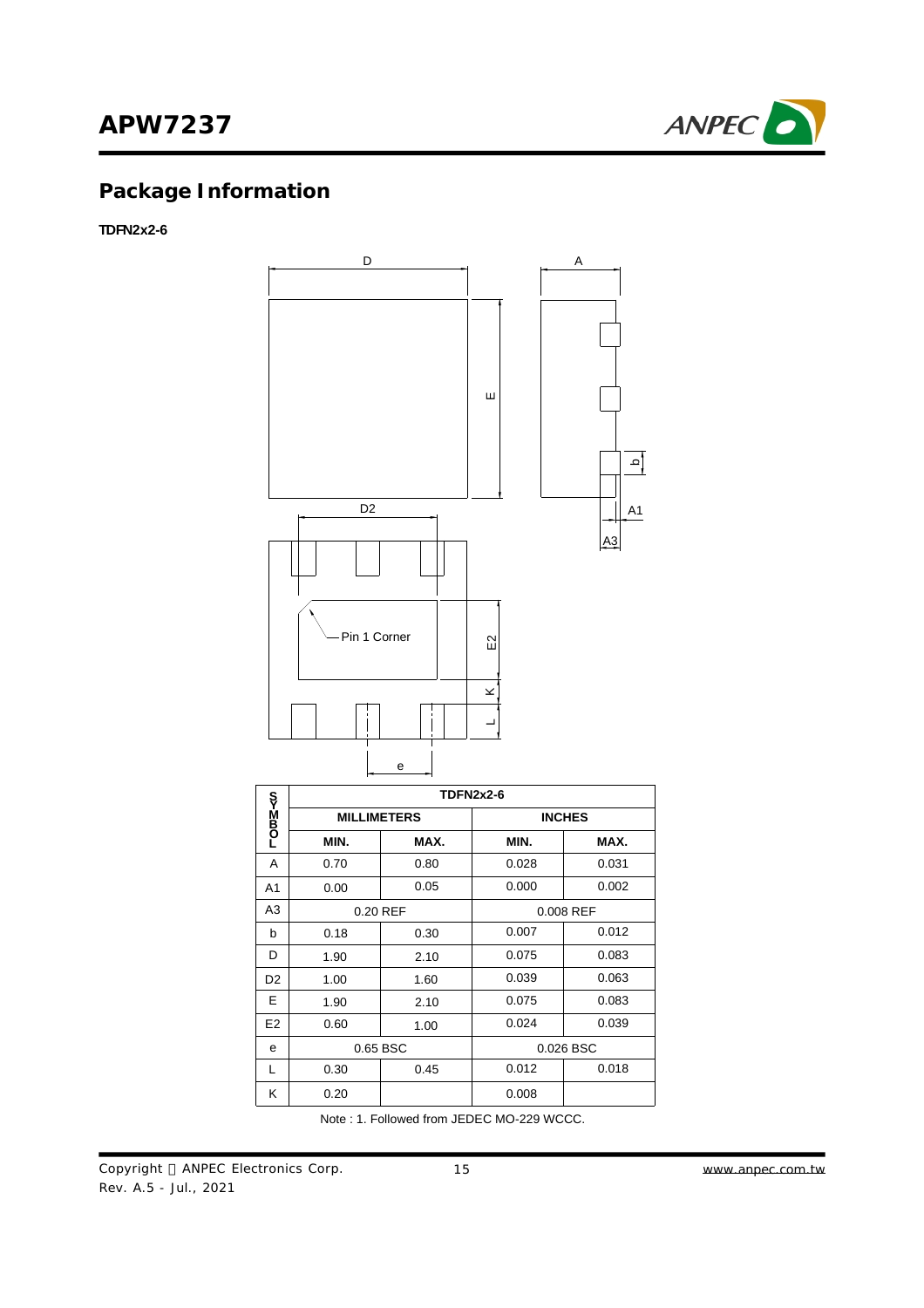## Package Information

**TDFN2x2-6**

| SYMBOL | TDFN2x2-6 | | | |
|---|---|---|---|---|
| | MILLIMETERS | | INCHES | |
| | MIN. | MAX. | MIN. | MAX. |
| A | 0.70 | 0.80 | 0.028 | 0.031 |
| A1 | 0.00 | 0.05 | 0.000 | 0.002 |
| A3 | 0.20 REF | | 0.008 REF | |
| b | 0.18 | 0.30 | 0.007 | 0.012 |
| D | 1.90 | 2.10 | 0.075 | 0.083 |
| D2 | 1.00 | 1.60 | 0.039 | 0.063 |
| E | 1.90 | 2.10 | 0.075 | 0.083 |
| E2 | 0.60 | 1.00 | 0.024 | 0.039 |
| e | 0.65 BSC | | 0.026 BSC | |
| L | 0.30 | 0.45 | 0.012 | 0.018 |
| K | 0.20 | | 0.008 | |

Note : 1. Followed from JEDEC MO-229 WCCC.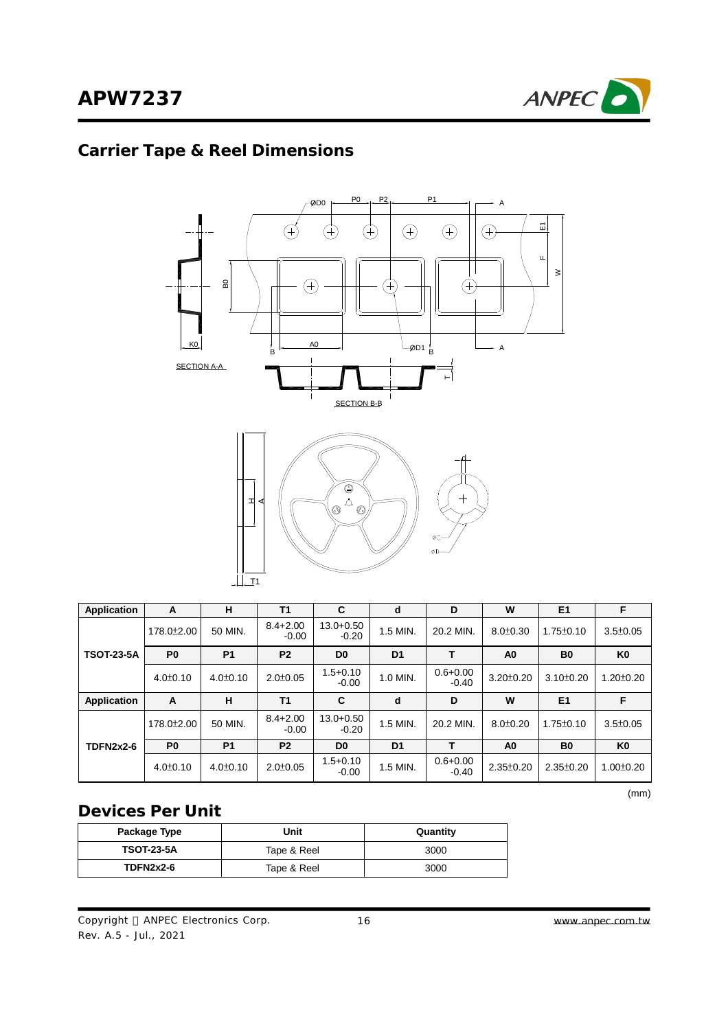## Carrier Tape & Reel Dimensions

| Application | A | H | T1 | C | d | D | W | E1 | F |
|---|---|---|---|---|---|---|---|---|---|
| TSOT-23-5A | 178.0±2.00 | 50 MIN. | 8.4+2.00 -0.00 | 13.0+0.50 -0.20 | 1.5 MIN. | 20.2 MIN. | 8.0±0.30 | 1.75±0.10 | 3.5±0.05 |
| | P0 | P1 | P2 | D0 | D1 | T | A0 | B0 | K0 |
| | 4.0±0.10 | 4.0±0.10 | 2.0±0.05 | 1.5+0.10 -0.00 | 1.0 MIN. | 0.6+0.00 -0.40 | 3.20±0.20 | 3.10±0.20 | 1.20±0.20 |
| **Application** | **A** | **H** | **T1** | **C** | **d** | **D** | **W** | **E1** | **F** |
| TDFN2x2-6 | 178.0±2.00 | 50 MIN. | 8.4+2.00 -0.00 | 13.0+0.50 -0.20 | 1.5 MIN. | 20.2 MIN. | 8.0±0.20 | 1.75±0.10 | 3.5±0.05 |
| | P0 | P1 | P2 | D0 | D1 | T | A0 | B0 | K0 |
| | 4.0±0.10 | 4.0±0.10 | 2.0±0.05 | 1.5+0.10 -0.00 | 1.5 MIN. | 0.6+0.00 -0.40 | 2.35±0.20 | 2.35±0.20 | 1.00±0.20 |

(mm)

## Devices Per Unit

| Package Type | Unit | Quantity |
|---|---|---|
| TSOT-23-5A | Tape & Reel | 3000 |
| TDFN2x2-6 | Tape & Reel | 3000 |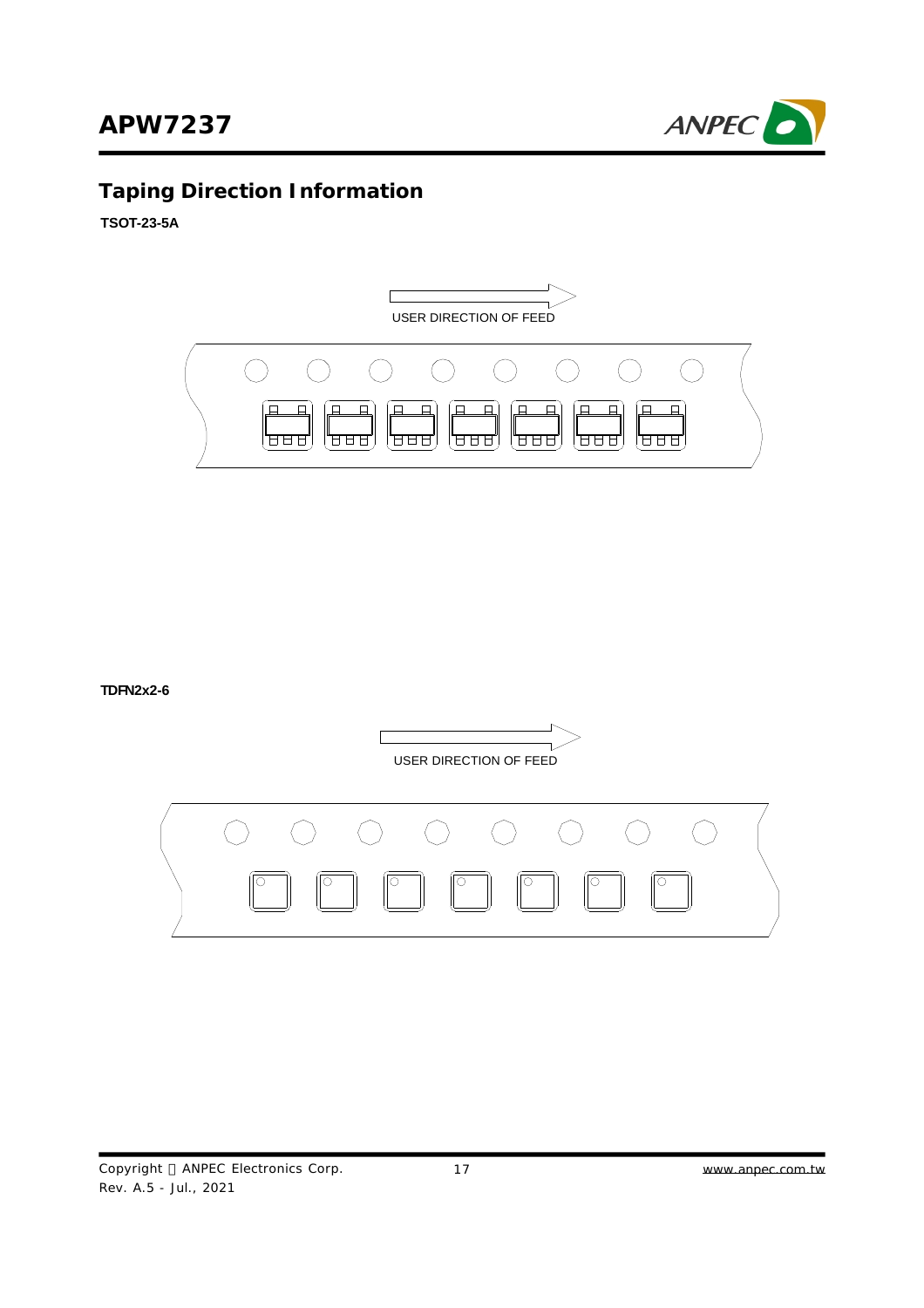## Taping Direction Information

**TSOT-23-5A**

USER DIRECTION OF FEED

**TDFN2x2-6**

USER DIRECTION OF FEED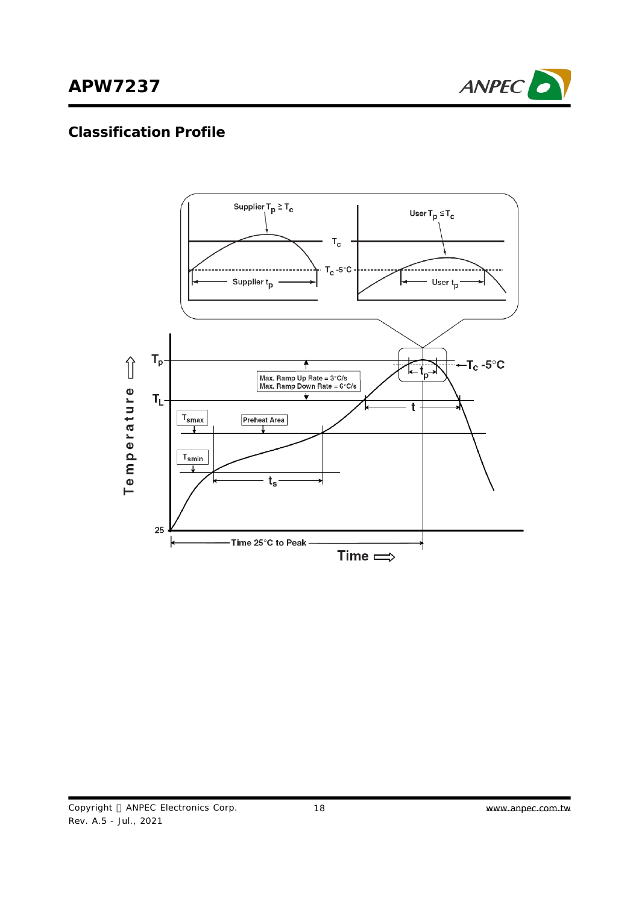## Classification Profile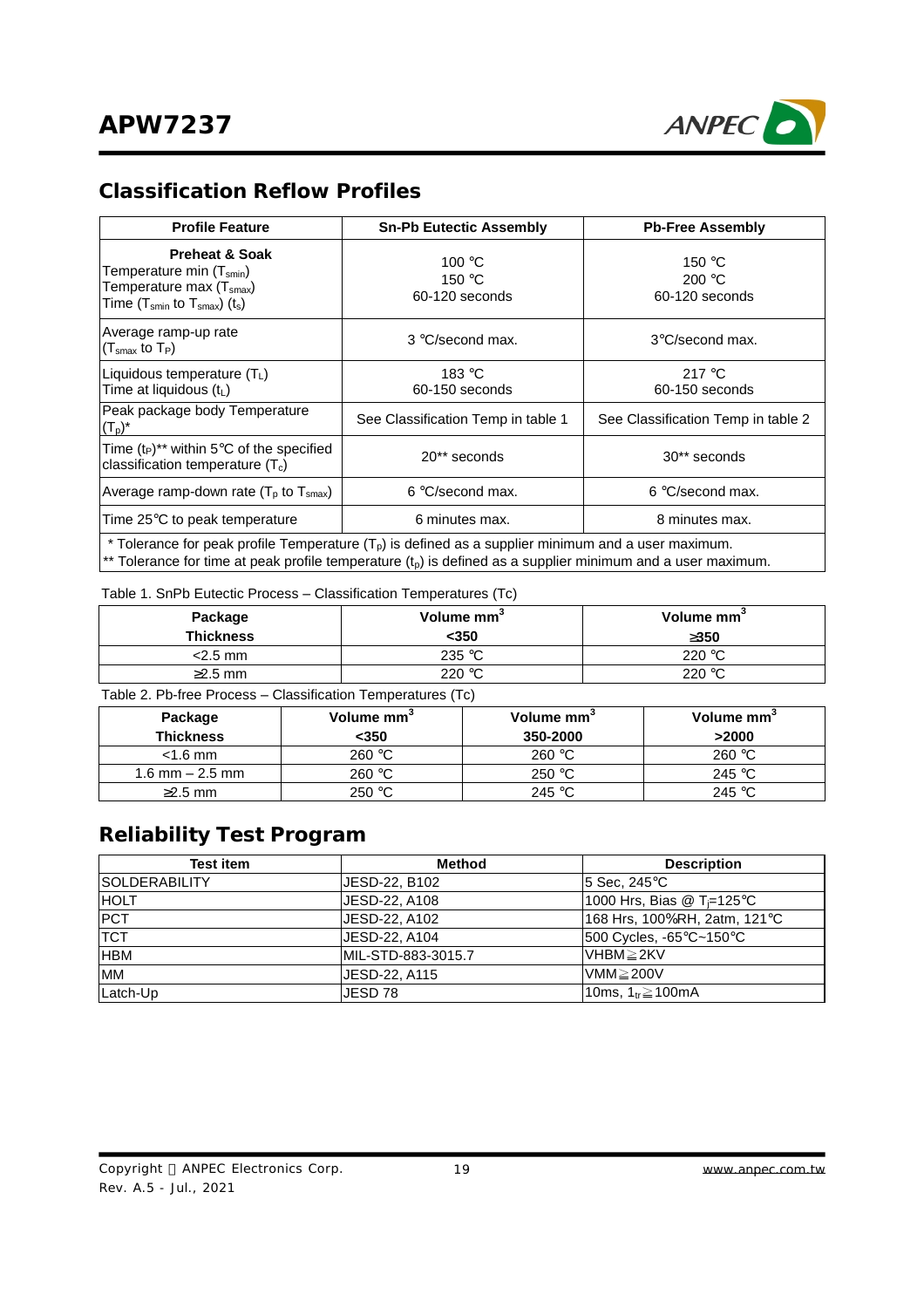## Classification Reflow Profiles

| Profile Feature | Sn-Pb Eutectic Assembly | Pb-Free Assembly |
|---|---|---|
| **Preheat & Soak**<br>Temperature min ($T_{smin}$)<br>Temperature max ($T_{smax}$)<br>Time ($T_{smin}$ to $T_{smax}$) ($t_s$) | 100 °C<br>150 °C<br>60-120 seconds | 150 °C<br>200 °C<br>60-120 seconds |
| Average ramp-up rate<br>($T_{smax}$ to $T_P$) | 3 °C/second max. | 3°C/second max. |
| Liquidous temperature ($T_L$)<br>Time at liquidous ($t_L$) | 183 °C<br>60-150 seconds | 217 °C<br>60-150 seconds |
| Peak package body Temperature ($T_p$)* | See Classification Temp in table 1 | See Classification Temp in table 2 |
| Time ($t_P$)** within 5°C of the specified classification temperature ($T_c$) | 20** seconds | 30** seconds |
| Average ramp-down rate ($T_p$ to $T_{smax}$) | 6 °C/second max. | 6 °C/second max. |
| Time 25°C to peak temperature | 6 minutes max. | 8 minutes max. |

\* Tolerance for peak profile Temperature ($T_p$) is defined as a supplier minimum and a user maximum.
** Tolerance for time at peak profile temperature ($t_p$) is defined as a supplier minimum and a user maximum.

Table 1. SnPb Eutectic Process – Classification Temperatures (Tc)

| Package Thickness | Volume mm$^3$ <350 | Volume mm$^3$ ≥350 |
|---|---|---|
| <2.5 mm | 235 °C | 220 °C |
| ≥2.5 mm | 220 °C | 220 °C |

Table 2. Pb-free Process – Classification Temperatures (Tc)

| Package Thickness | Volume mm$^3$ <350 | Volume mm$^3$ 350-2000 | Volume mm$^3$ >2000 |
|---|---|---|---|
| <1.6 mm | 260 °C | 260 °C | 260 °C |
| 1.6 mm – 2.5 mm | 260 °C | 250 °C | 245 °C |
| ≥2.5 mm | 250 °C | 245 °C | 245 °C |

## Reliability Test Program

| Test item | Method | Description |
|---|---|---|
| SOLDERABILITY | JESD-22, B102 | 5 Sec, 245°C |
| HOLT | JESD-22, A108 | 1000 Hrs, Bias @ $T_j$=125°C |
| PCT | JESD-22, A102 | 168 Hrs, 100%RH, 2atm, 121°C |
| TCT | JESD-22, A104 | 500 Cycles, -65°C~150°C |
| HBM | MIL-STD-883-3015.7 | VHBM≧2KV |
| MM | JESD-22, A115 | VMM≧200V |
| Latch-Up | JESD 78 | 10ms, $1_{tr}$≧100mA |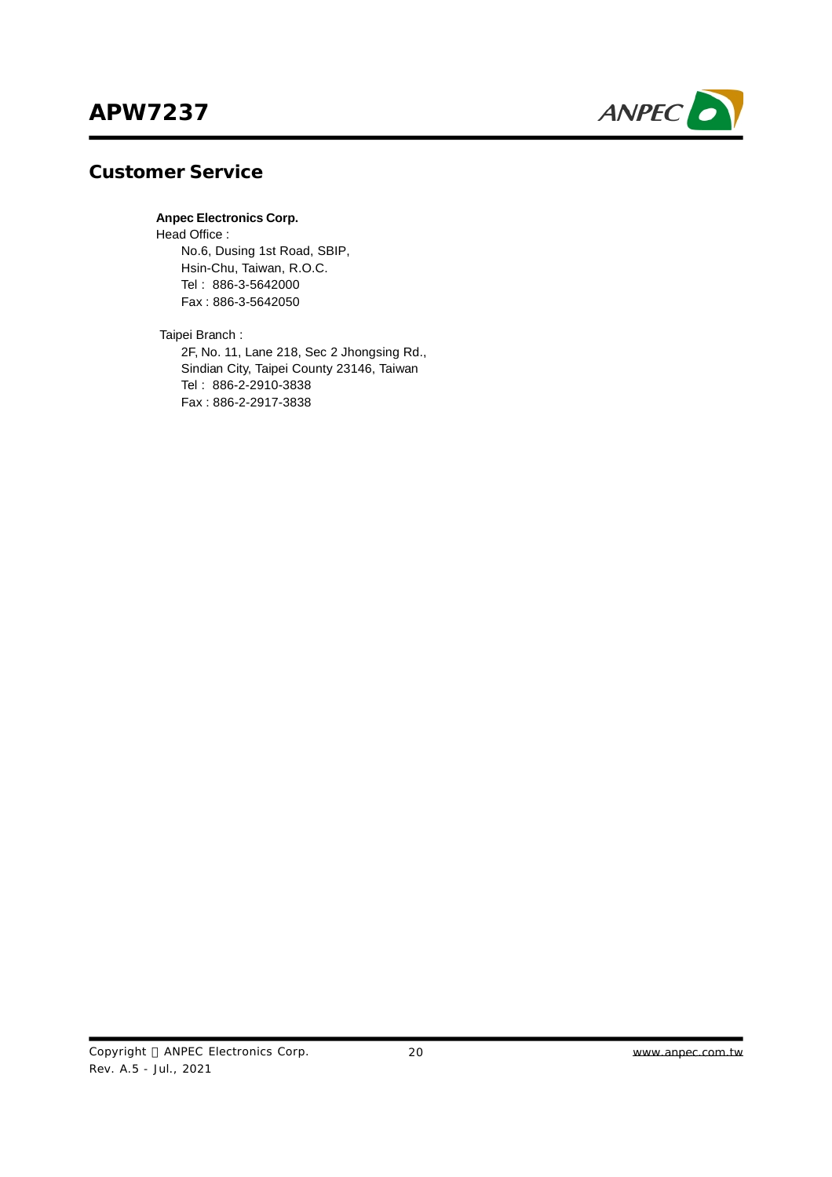## Customer Service

**Anpec Electronics Corp.**

Head Office :

No.6, Dusing 1st Road, SBIP,
Hsin-Chu, Taiwan, R.O.C.
Tel : 886-3-5642000
Fax : 886-3-5642050

Taipei Branch :

2F, No. 11, Lane 218, Sec 2 Jhongsing Rd.,
Sindian City, Taipei County 23146, Taiwan
Tel : 886-2-2910-3838
Fax : 886-2-2917-3838